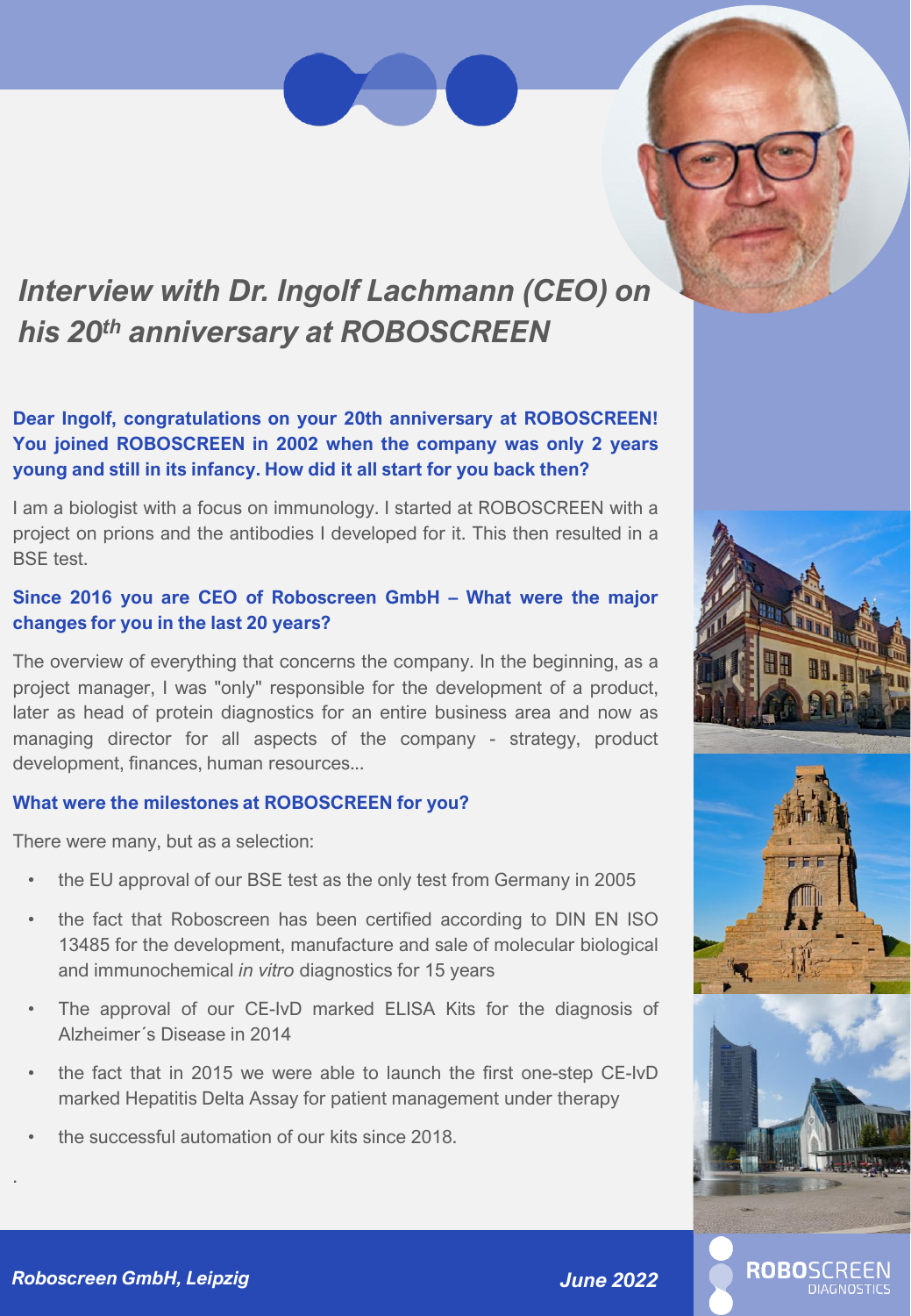# *Interview with Dr. Ingolf Lachmann (CEO) on his 20th anniversary at ROBOSCREEN*

**Dear Ingolf, congratulations on your 20th anniversary at ROBOSCREEN! You joined ROBOSCREEN in 2002 when the company was only 2 years young and still in its infancy. How did it all start for you back then?**

I am a biologist with a focus on immunology. I started at ROBOSCREEN with a project on prions and the antibodies I developed for it. This then resulted in a BSE test.

**Since 2016 you are CEO of Roboscreen GmbH – What were the major changes for you in the last 20 years?**

The overview of everything that concerns the company. In the beginning, as a project manager, I was "only" responsible for the development of a product, later as head of protein diagnostics for an entire business area and now as managing director for all aspects of the company - strategy, product development, finances, human resources...

**What were the milestones at ROBOSCREEN for you?**

There were many, but as a selection:

- the EU approval of our BSE test as the only test from Germany in 2005
- the fact that Roboscreen has been certified according to DIN EN ISO 13485 for the development, manufacture and sale of molecular biological and immunochemical *in vitro* diagnostics for 15 years
- The approval of our CE-IvD marked ELISA Kits for the diagnosis of Alzheimer´s Disease in 2014
- the fact that in 2015 we were able to launch the first one-step CE-IvD marked Hepatitis Delta Assay for patient management under therapy
- the successful automation of our kits since 2018.

**Roboscreen GmbH, Leipzig** | **June 2022**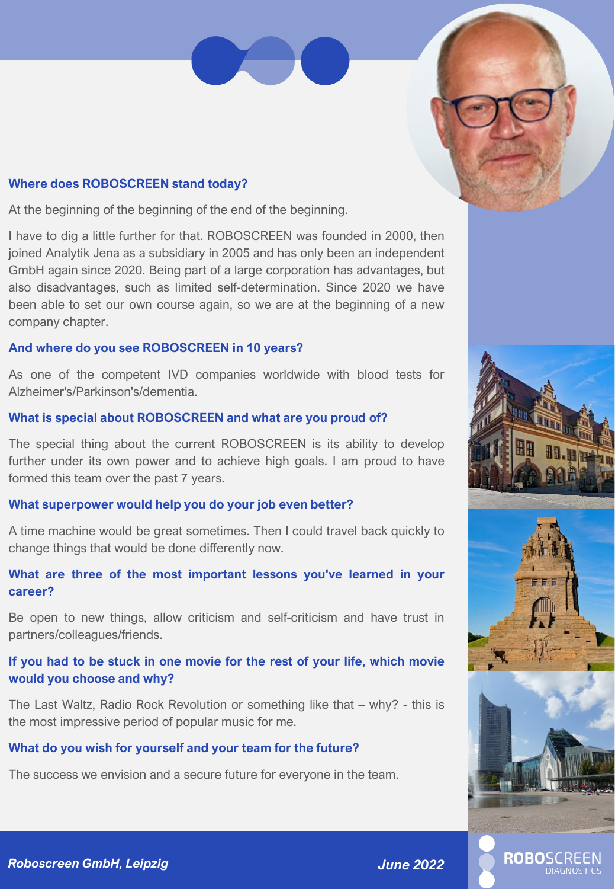### Where does ROBOSCREEN stand today?

At the beginning of the beginning of the end of the beginning.

I have to dig a little further for that. ROBOSCREEN was founded in 2000, then joined Analytik Jena as a subsidiary in 2005 and has only been an independent GmbH again since 2020. Being part of a large corporation has advantages, but also disadvantages, such as limited self-determination. Since 2020 we have been able to set our own course again, so we are at the beginning of a new company chapter.

### And where do you see ROBOSCREEN in 10 years?

As one of the competent IVD companies worldwide with blood tests for Alzheimer's/Parkinson's/dementia.

### What is special about ROBOSCREEN and what are you proud of?

The special thing about the current ROBOSCREEN is its ability to develop further under its own power and to achieve high goals. I am proud to have formed this team over the past 7 years.

### What superpower would help you do your job even better?

A time machine would be great sometimes. Then I could travel back quickly to change things that would be done differently now.

### What are three of the most important lessons you've learned in your career?

Be open to new things, allow criticism and self-criticism and have trust in partners/colleagues/friends.

### If you had to be stuck in one movie for the rest of your life, which movie would you choose and why?

The Last Waltz, Radio Rock Revolution or something like that – why? - this is the most impressive period of popular music for me.

### What do you wish for yourself and your team for the future?

The success we envision and a secure future for everyone in the team.

***Roboscreen GmbH, Leipzig*** ***June 2022***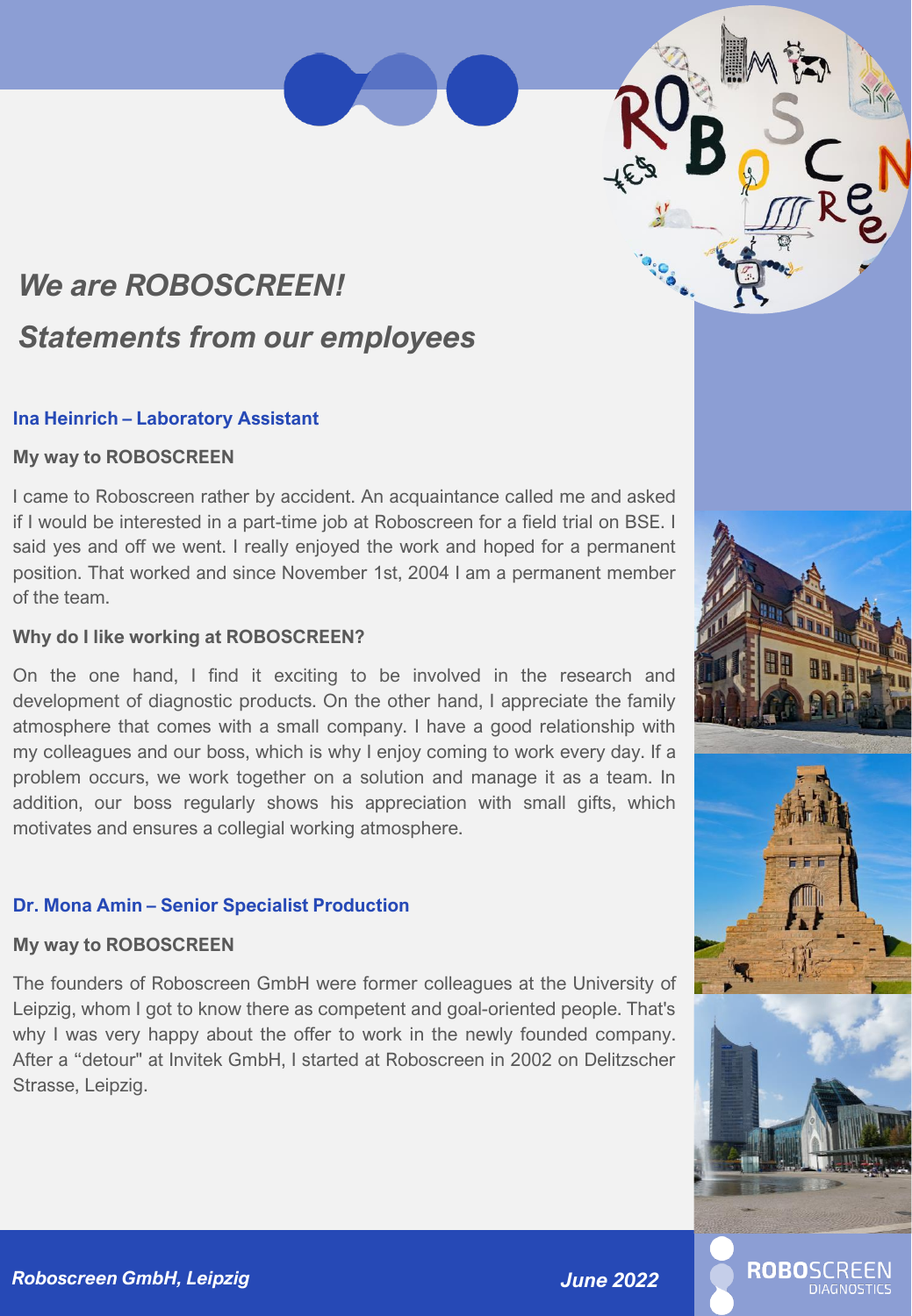## *We are ROBOSCREEN!*

## *Statements from our employees*

### Ina Heinrich – Laboratory Assistant

**My way to ROBOSCREEN**

I came to Roboscreen rather by accident. An acquaintance called me and asked if I would be interested in a part-time job at Roboscreen for a field trial on BSE. I said yes and off we went. I really enjoyed the work and hoped for a permanent position. That worked and since November 1st, 2004 I am a permanent member of the team.

**Why do I like working at ROBOSCREEN?**

On the one hand, I find it exciting to be involved in the research and development of diagnostic products. On the other hand, I appreciate the family atmosphere that comes with a small company. I have a good relationship with my colleagues and our boss, which is why I enjoy coming to work every day. If a problem occurs, we work together on a solution and manage it as a team. In addition, our boss regularly shows his appreciation with small gifts, which motivates and ensures a collegial working atmosphere.

### Dr. Mona Amin – Senior Specialist Production

**My way to ROBOSCREEN**

The founders of Roboscreen GmbH were former colleagues at the University of Leipzig, whom I got to know there as competent and goal-oriented people. That's why I was very happy about the offer to work in the newly founded company. After a "detour" at Invitek GmbH, I started at Roboscreen in 2002 on Delitzscher Strasse, Leipzig.

*Roboscreen GmbH, Leipzig* *June 2022*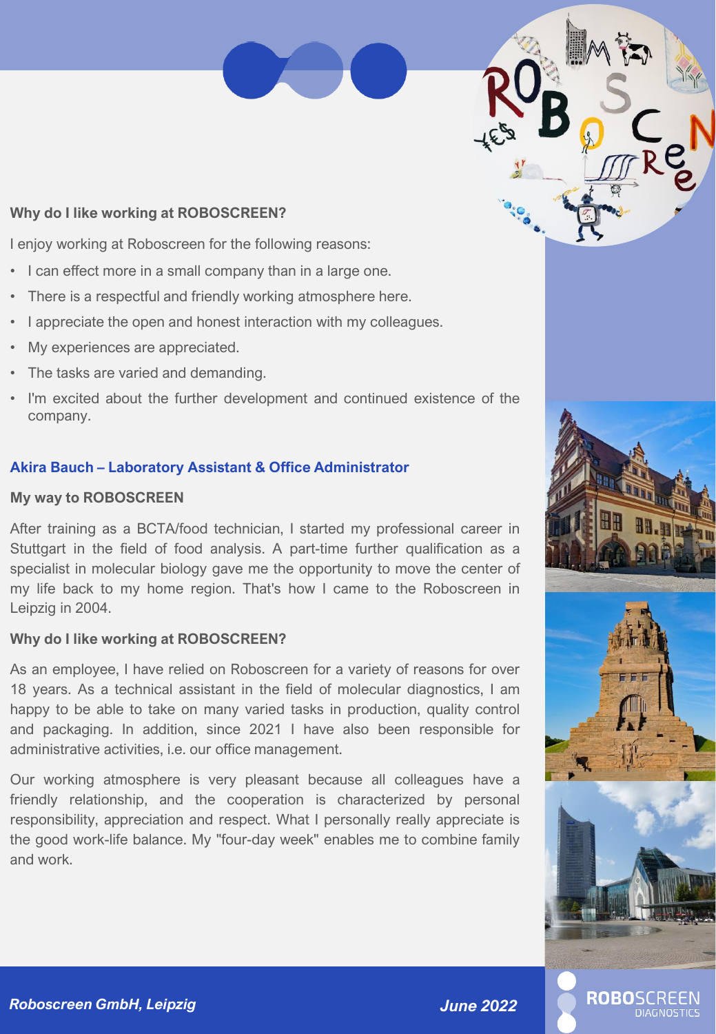### Why do I like working at ROBOSCREEN?

I enjoy working at Roboscreen for the following reasons:

- I can effect more in a small company than in a large one.
- There is a respectful and friendly working atmosphere here.
- I appreciate the open and honest interaction with my colleagues.
- My experiences are appreciated.
- The tasks are varied and demanding.
- I'm excited about the further development and continued existence of the company.

## Akira Bauch – Laboratory Assistant & Office Administrator

### My way to ROBOSCREEN

After training as a BCTA/food technician, I started my professional career in Stuttgart in the field of food analysis. A part-time further qualification as a specialist in molecular biology gave me the opportunity to move the center of my life back to my home region. That's how I came to the Roboscreen in Leipzig in 2004.

### Why do I like working at ROBOSCREEN?

As an employee, I have relied on Roboscreen for a variety of reasons for over 18 years. As a technical assistant in the field of molecular diagnostics, I am happy to be able to take on many varied tasks in production, quality control and packaging. In addition, since 2021 I have also been responsible for administrative activities, i.e. our office management.

Our working atmosphere is very pleasant because all colleagues have a friendly relationship, and the cooperation is characterized by personal responsibility, appreciation and respect. What I personally really appreciate is the good work-life balance. My "four-day week" enables me to combine family and work.

***Roboscreen GmbH, Leipzig*** ***June 2022***